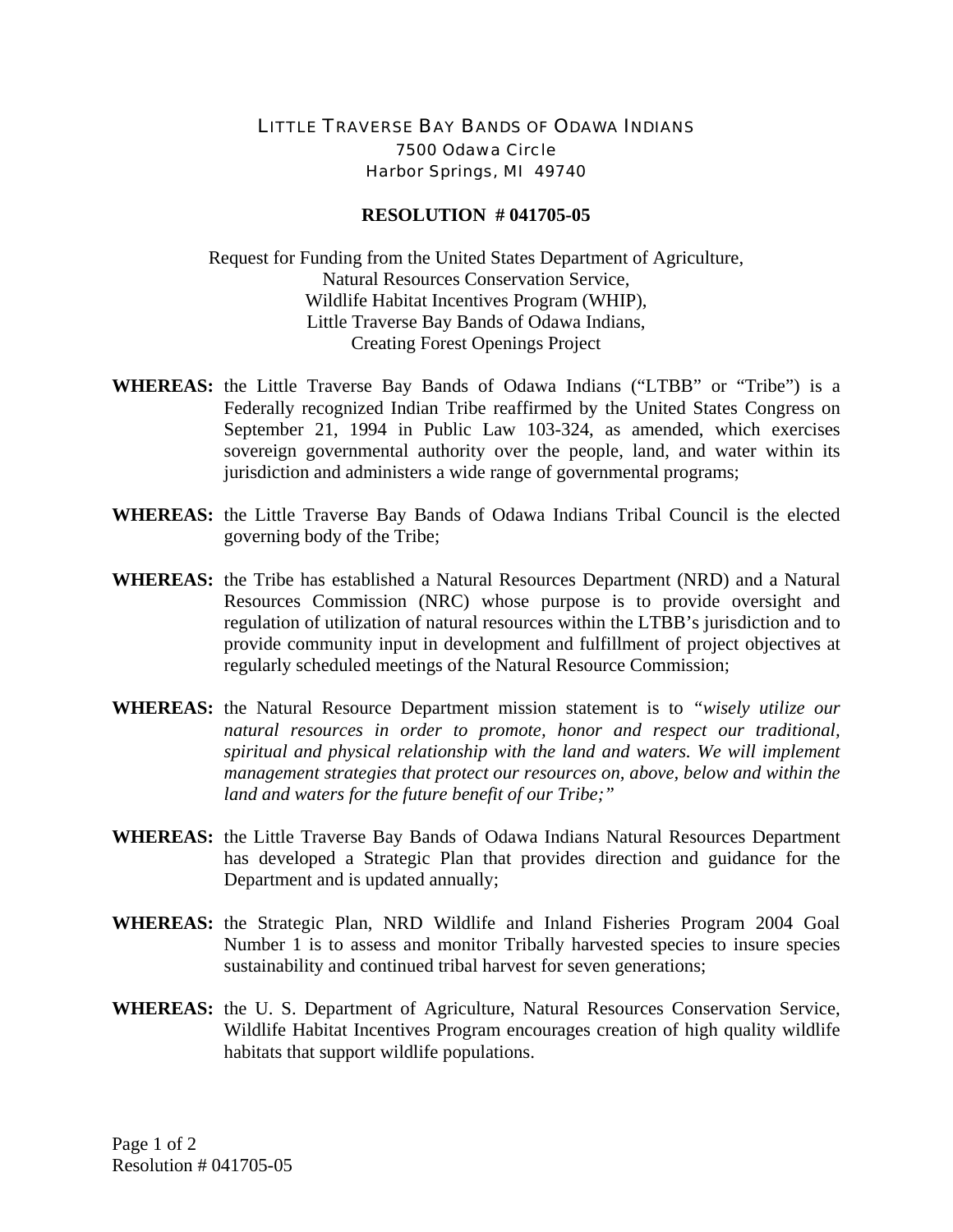LITTLE TRAVERSE BAY BANDS OF ODAWA INDIANS
7500 Odawa Circle
Harbor Springs, MI 49740

**RESOLUTION # 041705-05**

Request for Funding from the United States Department of Agriculture,
Natural Resources Conservation Service,
Wildlife Habitat Incentives Program (WHIP),
Little Traverse Bay Bands of Odawa Indians,
Creating Forest Openings Project

**WHEREAS:** the Little Traverse Bay Bands of Odawa Indians ("LTBB" or "Tribe") is a Federally recognized Indian Tribe reaffirmed by the United States Congress on September 21, 1994 in Public Law 103-324, as amended, which exercises sovereign governmental authority over the people, land, and water within its jurisdiction and administers a wide range of governmental programs;

**WHEREAS:** the Little Traverse Bay Bands of Odawa Indians Tribal Council is the elected governing body of the Tribe;

**WHEREAS:** the Tribe has established a Natural Resources Department (NRD) and a Natural Resources Commission (NRC) whose purpose is to provide oversight and regulation of utilization of natural resources within the LTBB's jurisdiction and to provide community input in development and fulfillment of project objectives at regularly scheduled meetings of the Natural Resource Commission;

**WHEREAS:** the Natural Resource Department mission statement is to "*wisely utilize our natural resources in order to promote, honor and respect our traditional, spiritual and physical relationship with the land and waters. We will implement management strategies that protect our resources on, above, below and within the land and waters for the future benefit of our Tribe;"*

**WHEREAS:** the Little Traverse Bay Bands of Odawa Indians Natural Resources Department has developed a Strategic Plan that provides direction and guidance for the Department and is updated annually;

**WHEREAS:** the Strategic Plan, NRD Wildlife and Inland Fisheries Program 2004 Goal Number 1 is to assess and monitor Tribally harvested species to insure species sustainability and continued tribal harvest for seven generations;

**WHEREAS:** the U. S. Department of Agriculture, Natural Resources Conservation Service, Wildlife Habitat Incentives Program encourages creation of high quality wildlife habitats that support wildlife populations.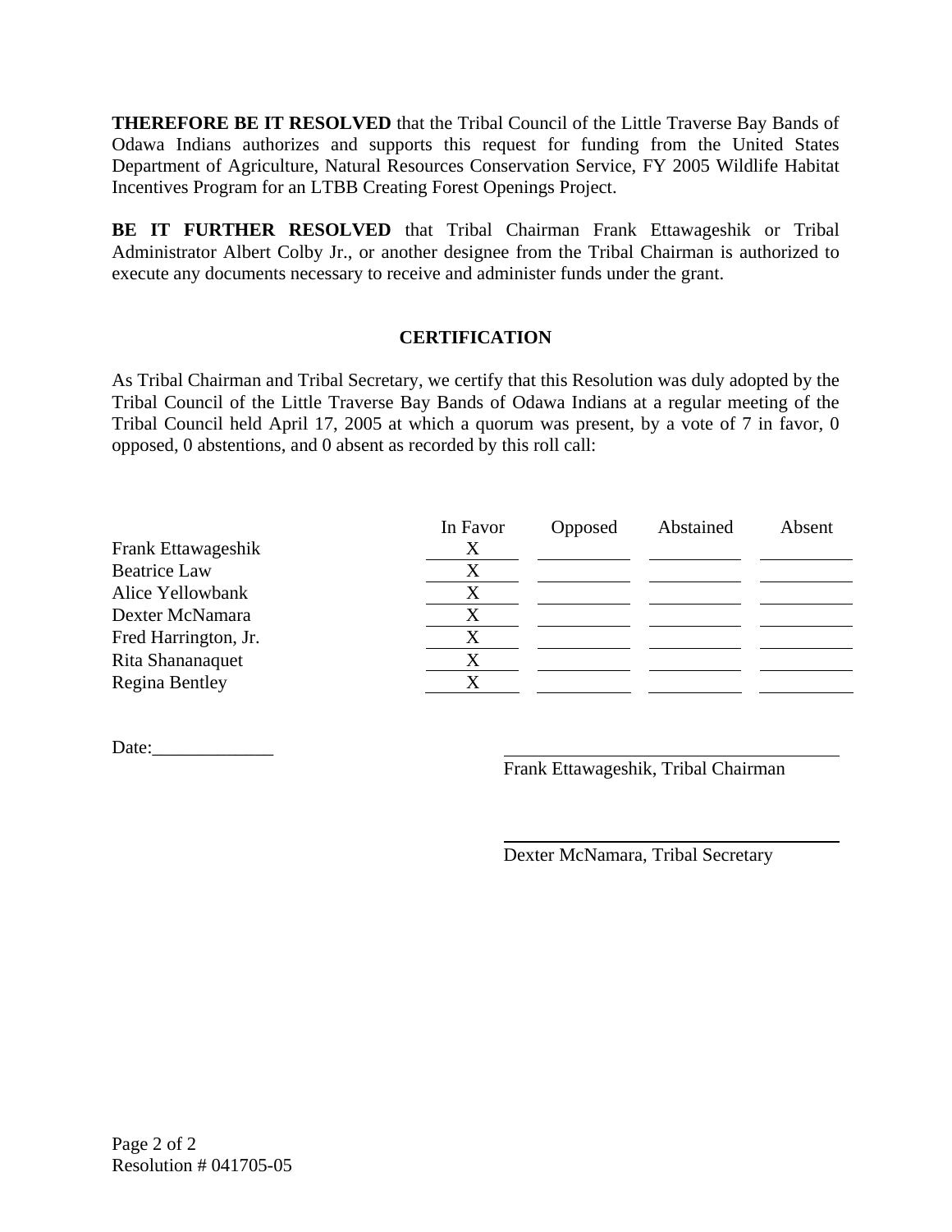**THEREFORE BE IT RESOLVED** that the Tribal Council of the Little Traverse Bay Bands of Odawa Indians authorizes and supports this request for funding from the United States Department of Agriculture, Natural Resources Conservation Service, FY 2005 Wildlife Habitat Incentives Program for an LTBB Creating Forest Openings Project.

**BE IT FURTHER RESOLVED** that Tribal Chairman Frank Ettawageshik or Tribal Administrator Albert Colby Jr., or another designee from the Tribal Chairman is authorized to execute any documents necessary to receive and administer funds under the grant.

**CERTIFICATION**

As Tribal Chairman and Tribal Secretary, we certify that this Resolution was duly adopted by the Tribal Council of the Little Traverse Bay Bands of Odawa Indians at a regular meeting of the Tribal Council held April 17, 2005 at which a quorum was present, by a vote of 7 in favor, 0 opposed, 0 abstentions, and 0 absent as recorded by this roll call:

| | In Favor | Opposed | Abstained | Absent |
|---|---|---|---|---|
| Frank Ettawageshik | X | | | |
| Beatrice Law | X | | | |
| Alice Yellowbank | X | | | |
| Dexter McNamara | X | | | |
| Fred Harrington, Jr. | X | | | |
| Rita Shananaquet | X | | | |
| Regina Bentley | X | | | |

Date:_____________

_______________________________
Frank Ettawageshik, Tribal Chairman

_______________________________
Dexter McNamara, Tribal Secretary

Resolution # 041705-05